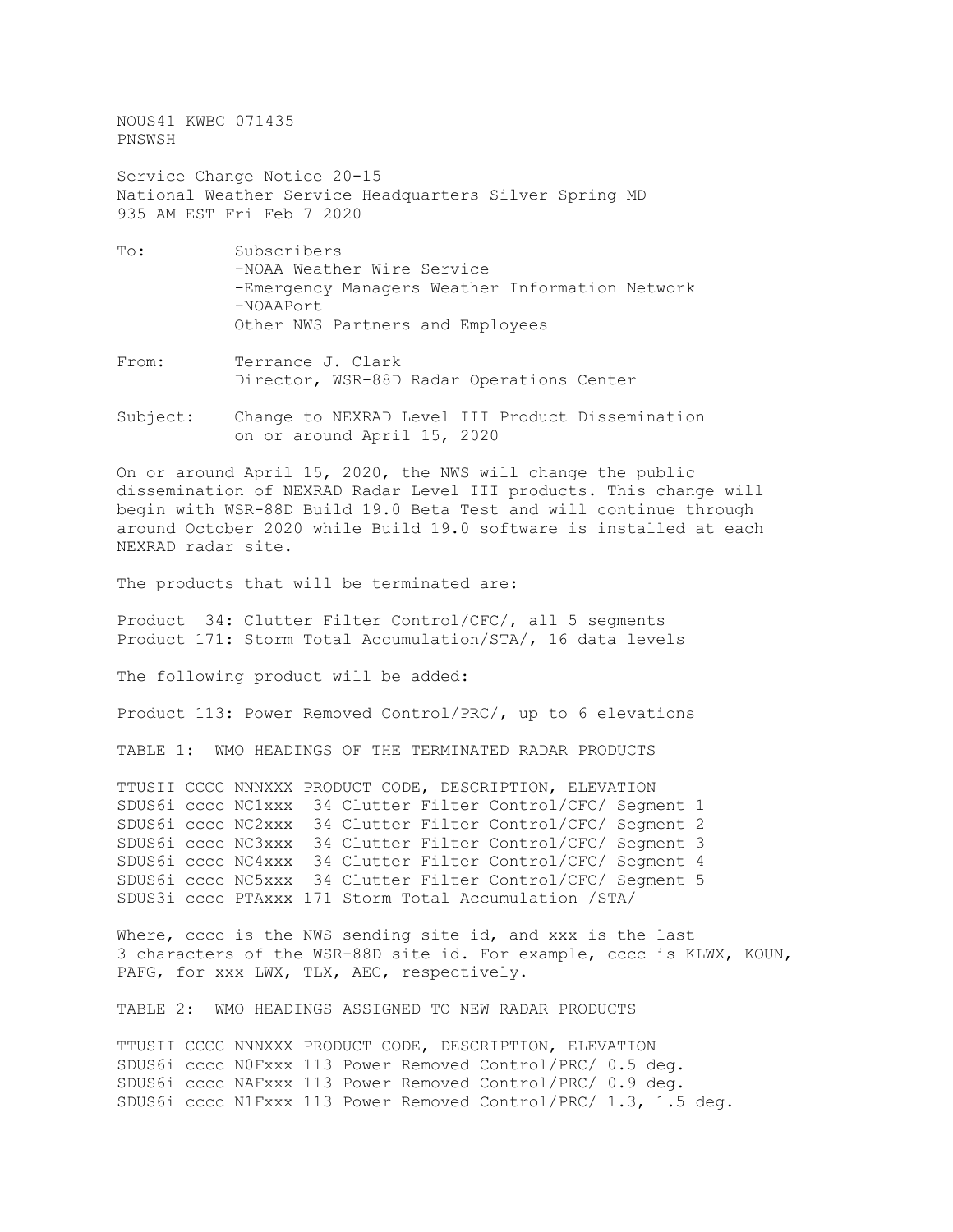NOUS41 KWBC 071435
PNSWSH

Service Change Notice 20-15
National Weather Service Headquarters Silver Spring MD
935 AM EST Fri Feb 7 2020

To: Subscribers
-NOAA Weather Wire Service
-Emergency Managers Weather Information Network
-NOAAPort
Other NWS Partners and Employees

From: Terrance J. Clark
Director, WSR-88D Radar Operations Center

Subject: Change to NEXRAD Level III Product Dissemination
on or around April 15, 2020

On or around April 15, 2020, the NWS will change the public dissemination of NEXRAD Radar Level III products. This change will begin with WSR-88D Build 19.0 Beta Test and will continue through around October 2020 while Build 19.0 software is installed at each NEXRAD radar site.

The products that will be terminated are:

Product 34: Clutter Filter Control/CFC/, all 5 segments
Product 171: Storm Total Accumulation/STA/, 16 data levels

The following product will be added:

Product 113: Power Removed Control/PRC/, up to 6 elevations

TABLE 1: WMO HEADINGS OF THE TERMINATED RADAR PRODUCTS

```
TTUSII CCCC NNNXXX PRODUCT CODE, DESCRIPTION, ELEVATION
SDUS6i cccc NC1xxx  34 Clutter Filter Control/CFC/ Segment 1
SDUS6i cccc NC2xxx  34 Clutter Filter Control/CFC/ Segment 2
SDUS6i cccc NC3xxx  34 Clutter Filter Control/CFC/ Segment 3
SDUS6i cccc NC4xxx  34 Clutter Filter Control/CFC/ Segment 4
SDUS6i cccc NC5xxx  34 Clutter Filter Control/CFC/ Segment 5
SDUS3i cccc PTAxxx 171 Storm Total Accumulation /STA/
```

Where, cccc is the NWS sending site id, and xxx is the last 3 characters of the WSR-88D site id. For example, cccc is KLWX, KOUN, PAFG, for xxx LWX, TLX, AEC, respectively.

TABLE 2: WMO HEADINGS ASSIGNED TO NEW RADAR PRODUCTS

```
TTUSII CCCC NNNXXX PRODUCT CODE, DESCRIPTION, ELEVATION
SDUS6i cccc N0Fxxx 113 Power Removed Control/PRC/ 0.5 deg.
SDUS6i cccc NAFxxx 113 Power Removed Control/PRC/ 0.9 deg.
SDUS6i cccc N1Fxxx 113 Power Removed Control/PRC/ 1.3, 1.5 deg.
```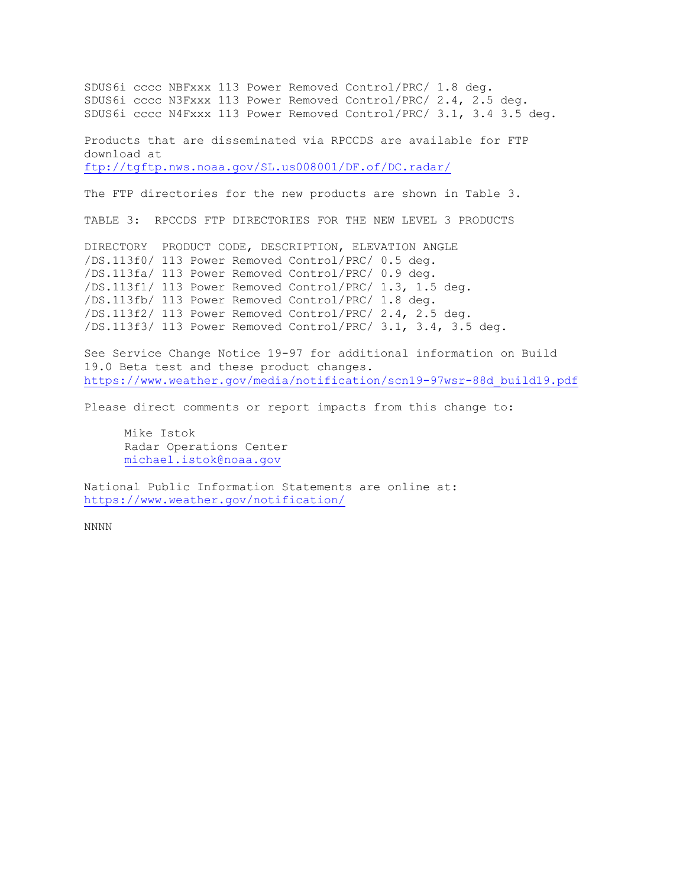SDUS6i cccc NBFxxx 113 Power Removed Control/PRC/ 1.8 deg.
SDUS6i cccc N3Fxxx 113 Power Removed Control/PRC/ 2.4, 2.5 deg.
SDUS6i cccc N4Fxxx 113 Power Removed Control/PRC/ 3.1, 3.4 3.5 deg.

Products that are disseminated via RPCCDS are available for FTP download at
ftp://tgftp.nws.noaa.gov/SL.us008001/DF.of/DC.radar/

The FTP directories for the new products are shown in Table 3.

TABLE 3: RPCCDS FTP DIRECTORIES FOR THE NEW LEVEL 3 PRODUCTS

| DIRECTORY | PRODUCT CODE, DESCRIPTION, ELEVATION ANGLE |
| --- | --- |
| /DS.113f0/ | 113 Power Removed Control/PRC/ 0.5 deg. |
| /DS.113fa/ | 113 Power Removed Control/PRC/ 0.9 deg. |
| /DS.113f1/ | 113 Power Removed Control/PRC/ 1.3, 1.5 deg. |
| /DS.113fb/ | 113 Power Removed Control/PRC/ 1.8 deg. |
| /DS.113f2/ | 113 Power Removed Control/PRC/ 2.4, 2.5 deg. |
| /DS.113f3/ | 113 Power Removed Control/PRC/ 3.1, 3.4, 3.5 deg. |

See Service Change Notice 19-97 for additional information on Build 19.0 Beta test and these product changes.
https://www.weather.gov/media/notification/scn19-97wsr-88d_build19.pdf

Please direct comments or report impacts from this change to:

Mike Istok
Radar Operations Center
michael.istok@noaa.gov

National Public Information Statements are online at:
https://www.weather.gov/notification/

NNNN